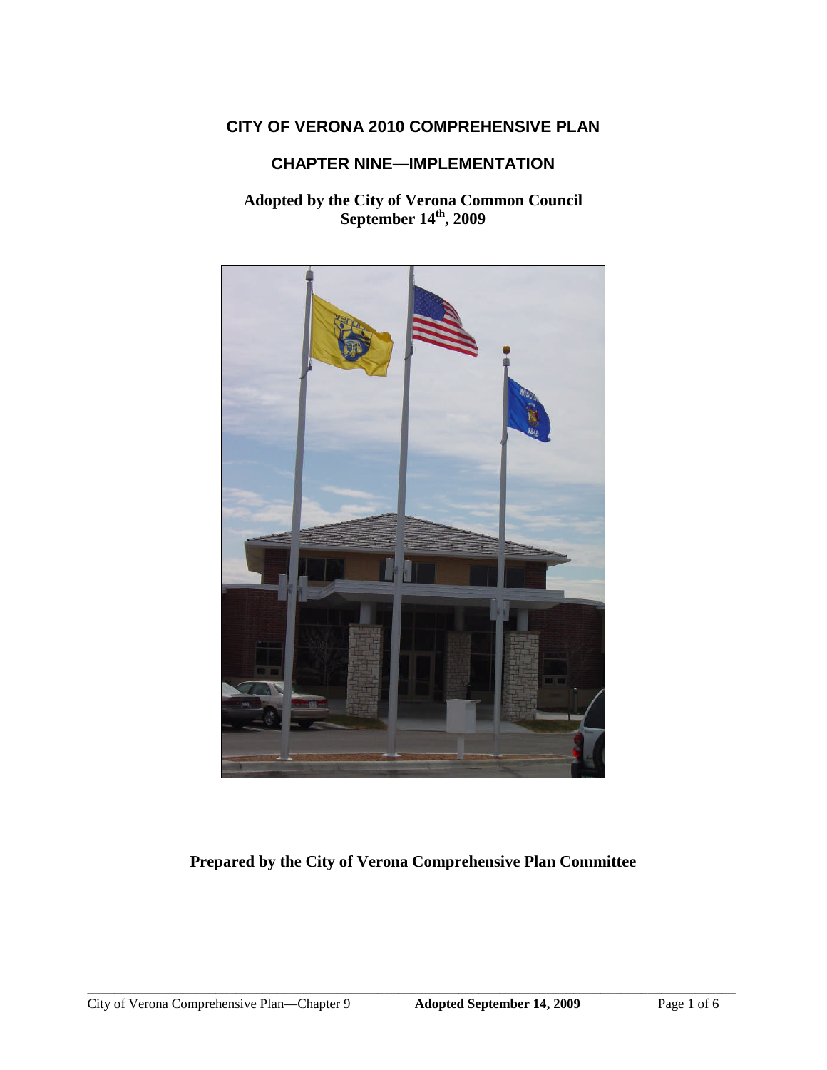# CITY OF VERONA 2010 COMPREHENSIVE PLAN

## CHAPTER NINE—IMPLEMENTATION

**Adopted by the City of Verona Common Council**
**September 14th, 2009**

**Prepared by the City of Verona Comprehensive Plan Committee**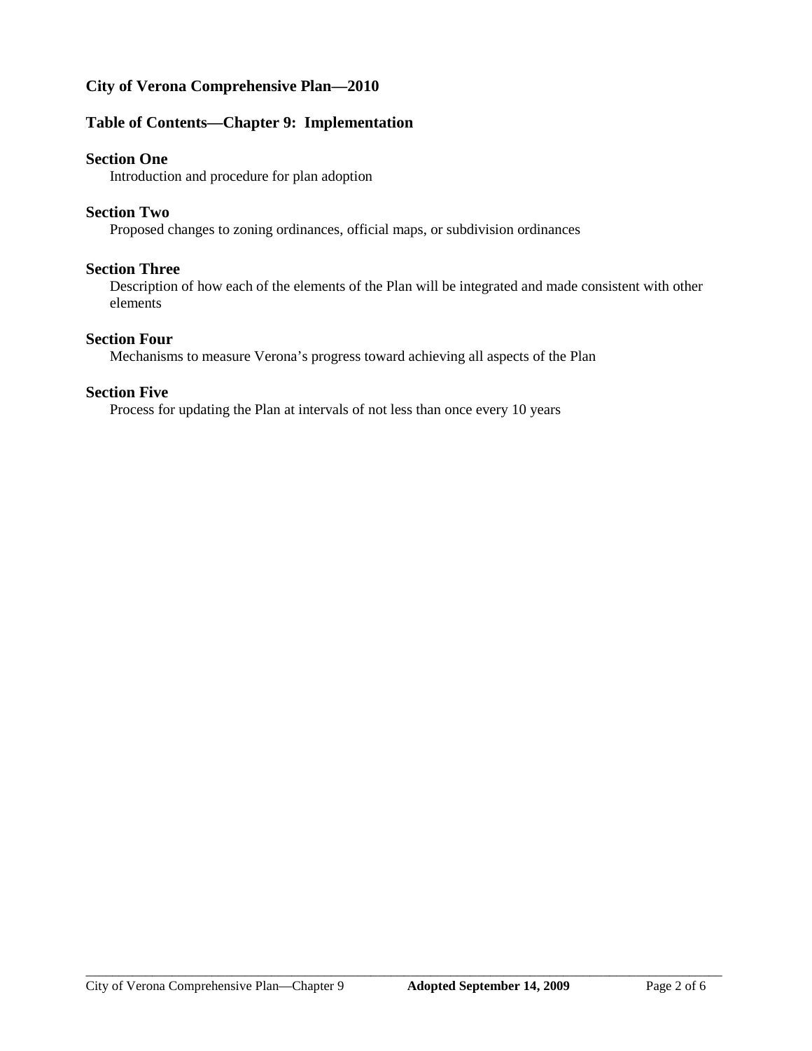# City of Verona Comprehensive Plan—2010

## Table of Contents—Chapter 9: Implementation

### Section One

Introduction and procedure for plan adoption

### Section Two

Proposed changes to zoning ordinances, official maps, or subdivision ordinances

### Section Three

Description of how each of the elements of the Plan will be integrated and made consistent with other elements

### Section Four

Mechanisms to measure Verona's progress toward achieving all aspects of the Plan

### Section Five

Process for updating the Plan at intervals of not less than once every 10 years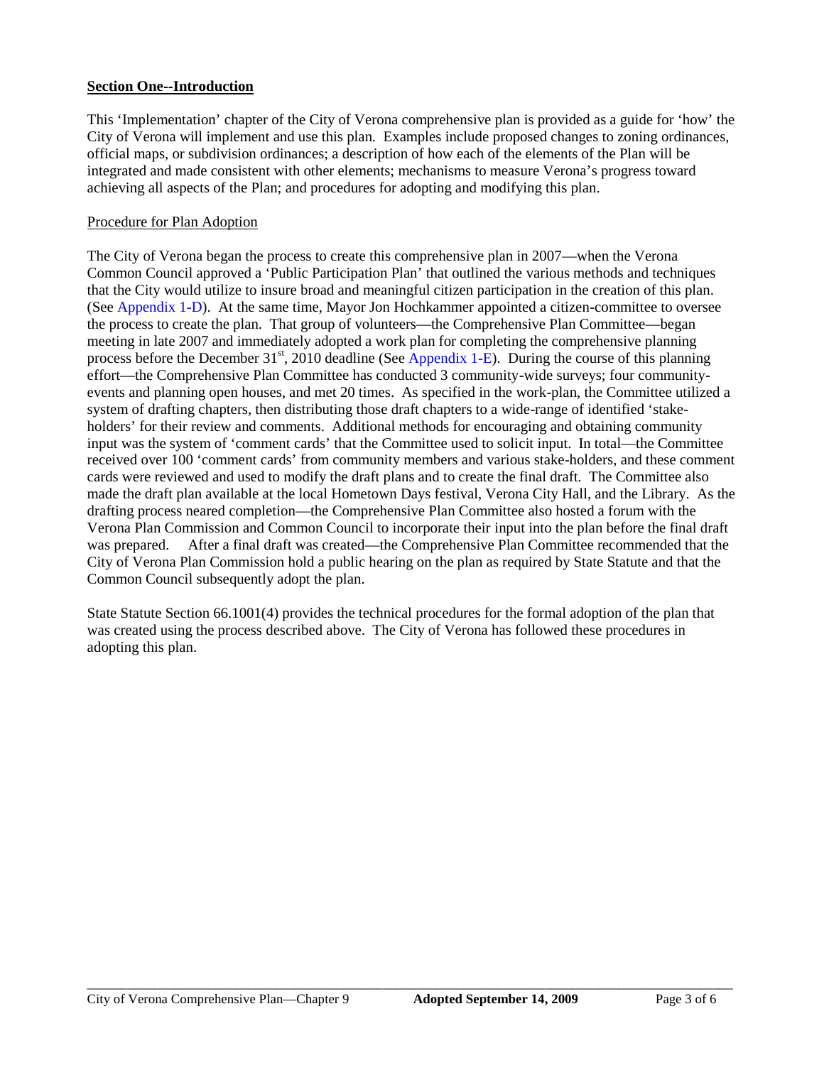## Section One--Introduction

This 'Implementation' chapter of the City of Verona comprehensive plan is provided as a guide for 'how' the City of Verona will implement and use this plan. Examples include proposed changes to zoning ordinances, official maps, or subdivision ordinances; a description of how each of the elements of the Plan will be integrated and made consistent with other elements; mechanisms to measure Verona's progress toward achieving all aspects of the Plan; and procedures for adopting and modifying this plan.

### Procedure for Plan Adoption

The City of Verona began the process to create this comprehensive plan in 2007—when the Verona Common Council approved a 'Public Participation Plan' that outlined the various methods and techniques that the City would utilize to insure broad and meaningful citizen participation in the creation of this plan. (See Appendix 1-D). At the same time, Mayor Jon Hochkammer appointed a citizen-committee to oversee the process to create the plan. That group of volunteers—the Comprehensive Plan Committee—began meeting in late 2007 and immediately adopted a work plan for completing the comprehensive planning process before the December 31st, 2010 deadline (See Appendix 1-E). During the course of this planning effort—the Comprehensive Plan Committee has conducted 3 community-wide surveys; four community-events and planning open houses, and met 20 times. As specified in the work-plan, the Committee utilized a system of drafting chapters, then distributing those draft chapters to a wide-range of identified 'stake-holders' for their review and comments. Additional methods for encouraging and obtaining community input was the system of 'comment cards' that the Committee used to solicit input. In total—the Committee received over 100 'comment cards' from community members and various stake-holders, and these comment cards were reviewed and used to modify the draft plans and to create the final draft. The Committee also made the draft plan available at the local Hometown Days festival, Verona City Hall, and the Library. As the drafting process neared completion—the Comprehensive Plan Committee also hosted a forum with the Verona Plan Commission and Common Council to incorporate their input into the plan before the final draft was prepared. After a final draft was created—the Comprehensive Plan Committee recommended that the City of Verona Plan Commission hold a public hearing on the plan as required by State Statute and that the Common Council subsequently adopt the plan.

State Statute Section 66.1001(4) provides the technical procedures for the formal adoption of the plan that was created using the process described above. The City of Verona has followed these procedures in adopting this plan.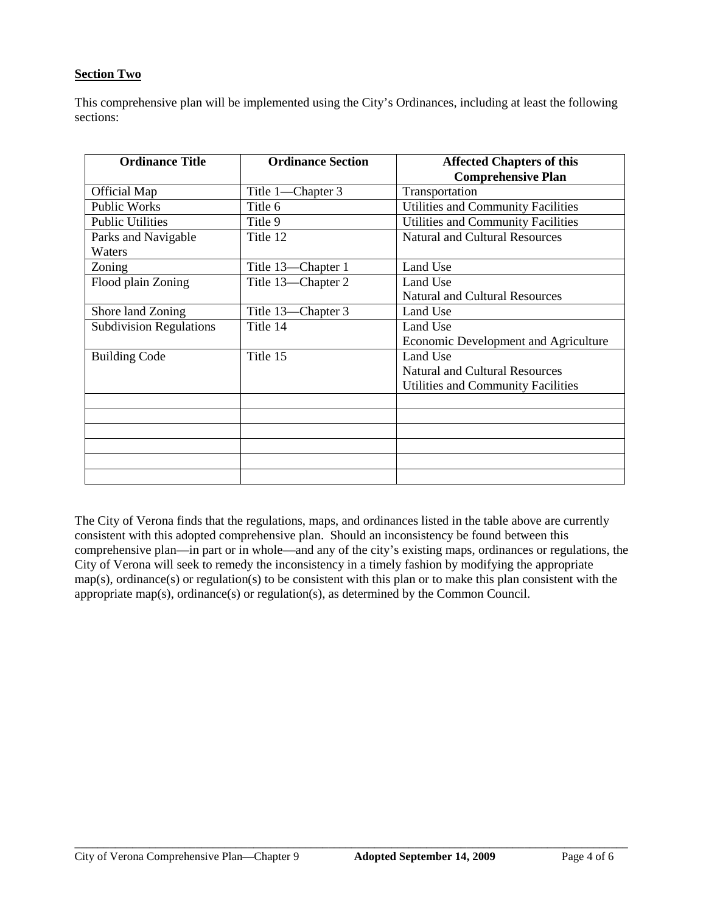**Section Two**

This comprehensive plan will be implemented using the City's Ordinances, including at least the following sections:

| Ordinance Title | Ordinance Section | Affected Chapters of this Comprehensive Plan |
|---|---|---|
| Official Map | Title 1—Chapter 3 | Transportation |
| Public Works | Title 6 | Utilities and Community Facilities |
| Public Utilities | Title 9 | Utilities and Community Facilities |
| Parks and Navigable Waters | Title 12 | Natural and Cultural Resources |
| Zoning | Title 13—Chapter 1 | Land Use |
| Flood plain Zoning | Title 13—Chapter 2 | Land Use<br>Natural and Cultural Resources |
| Shore land Zoning | Title 13—Chapter 3 | Land Use |
| Subdivision Regulations | Title 14 | Land Use<br>Economic Development and Agriculture |
| Building Code | Title 15 | Land Use<br>Natural and Cultural Resources<br>Utilities and Community Facilities |
| | | |
| | | |
| | | |
| | | |
| | | |
| | | |

The City of Verona finds that the regulations, maps, and ordinances listed in the table above are currently consistent with this adopted comprehensive plan. Should an inconsistency be found between this comprehensive plan—in part or in whole—and any of the city's existing maps, ordinances or regulations, the City of Verona will seek to remedy the inconsistency in a timely fashion by modifying the appropriate map(s), ordinance(s) or regulation(s) to be consistent with this plan or to make this plan consistent with the appropriate map(s), ordinance(s) or regulation(s), as determined by the Common Council.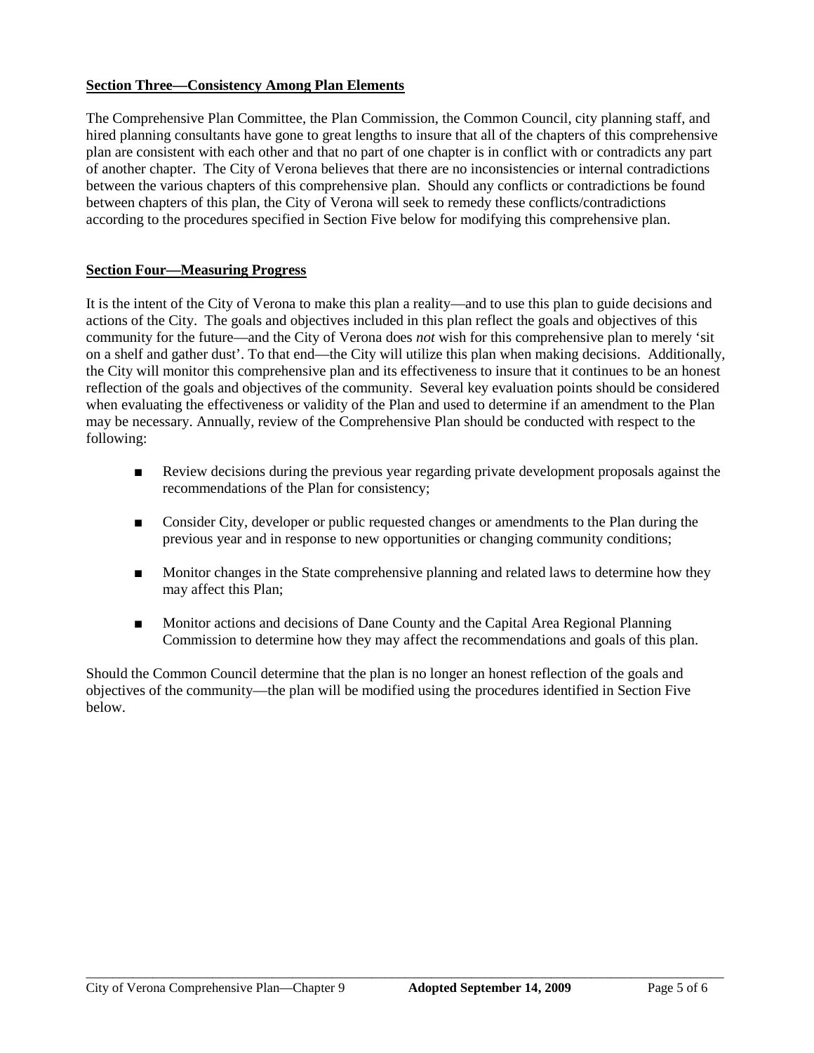## Section Three—Consistency Among Plan Elements

The Comprehensive Plan Committee, the Plan Commission, the Common Council, city planning staff, and hired planning consultants have gone to great lengths to insure that all of the chapters of this comprehensive plan are consistent with each other and that no part of one chapter is in conflict with or contradicts any part of another chapter. The City of Verona believes that there are no inconsistencies or internal contradictions between the various chapters of this comprehensive plan. Should any conflicts or contradictions be found between chapters of this plan, the City of Verona will seek to remedy these conflicts/contradictions according to the procedures specified in Section Five below for modifying this comprehensive plan.

## Section Four—Measuring Progress

It is the intent of the City of Verona to make this plan a reality—and to use this plan to guide decisions and actions of the City. The goals and objectives included in this plan reflect the goals and objectives of this community for the future—and the City of Verona does *not* wish for this comprehensive plan to merely 'sit on a shelf and gather dust'. To that end—the City will utilize this plan when making decisions. Additionally, the City will monitor this comprehensive plan and its effectiveness to insure that it continues to be an honest reflection of the goals and objectives of the community. Several key evaluation points should be considered when evaluating the effectiveness or validity of the Plan and used to determine if an amendment to the Plan may be necessary. Annually, review of the Comprehensive Plan should be conducted with respect to the following:

- Review decisions during the previous year regarding private development proposals against the recommendations of the Plan for consistency;
- Consider City, developer or public requested changes or amendments to the Plan during the previous year and in response to new opportunities or changing community conditions;
- Monitor changes in the State comprehensive planning and related laws to determine how they may affect this Plan;
- Monitor actions and decisions of Dane County and the Capital Area Regional Planning Commission to determine how they may affect the recommendations and goals of this plan.

Should the Common Council determine that the plan is no longer an honest reflection of the goals and objectives of the community—the plan will be modified using the procedures identified in Section Five below.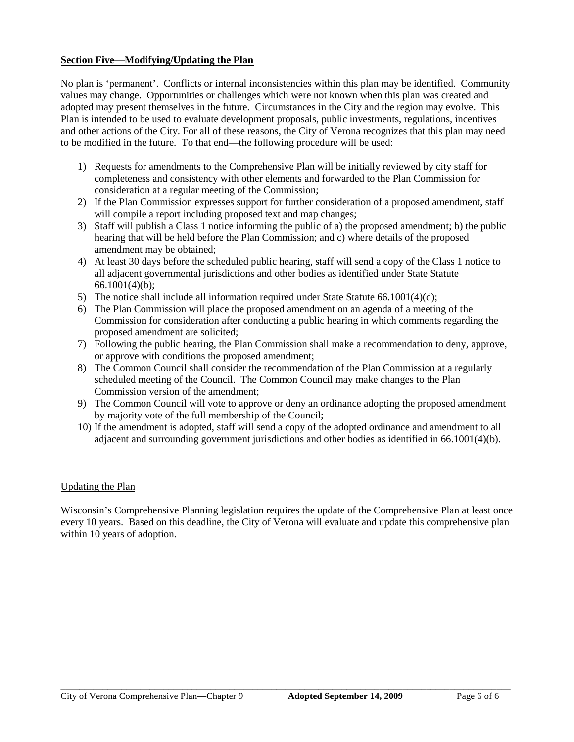## Section Five—Modifying/Updating the Plan

No plan is 'permanent'. Conflicts or internal inconsistencies within this plan may be identified. Community values may change. Opportunities or challenges which were not known when this plan was created and adopted may present themselves in the future. Circumstances in the City and the region may evolve. This Plan is intended to be used to evaluate development proposals, public investments, regulations, incentives and other actions of the City. For all of these reasons, the City of Verona recognizes that this plan may need to be modified in the future. To that end—the following procedure will be used:

1) Requests for amendments to the Comprehensive Plan will be initially reviewed by city staff for completeness and consistency with other elements and forwarded to the Plan Commission for consideration at a regular meeting of the Commission;
2) If the Plan Commission expresses support for further consideration of a proposed amendment, staff will compile a report including proposed text and map changes;
3) Staff will publish a Class 1 notice informing the public of a) the proposed amendment; b) the public hearing that will be held before the Plan Commission; and c) where details of the proposed amendment may be obtained;
4) At least 30 days before the scheduled public hearing, staff will send a copy of the Class 1 notice to all adjacent governmental jurisdictions and other bodies as identified under State Statute 66.1001(4)(b);
5) The notice shall include all information required under State Statute 66.1001(4)(d);
6) The Plan Commission will place the proposed amendment on an agenda of a meeting of the Commission for consideration after conducting a public hearing in which comments regarding the proposed amendment are solicited;
7) Following the public hearing, the Plan Commission shall make a recommendation to deny, approve, or approve with conditions the proposed amendment;
8) The Common Council shall consider the recommendation of the Plan Commission at a regularly scheduled meeting of the Council. The Common Council may make changes to the Plan Commission version of the amendment;
9) The Common Council will vote to approve or deny an ordinance adopting the proposed amendment by majority vote of the full membership of the Council;
10) If the amendment is adopted, staff will send a copy of the adopted ordinance and amendment to all adjacent and surrounding government jurisdictions and other bodies as identified in 66.1001(4)(b).

### Updating the Plan

Wisconsin's Comprehensive Planning legislation requires the update of the Comprehensive Plan at least once every 10 years. Based on this deadline, the City of Verona will evaluate and update this comprehensive plan within 10 years of adoption.